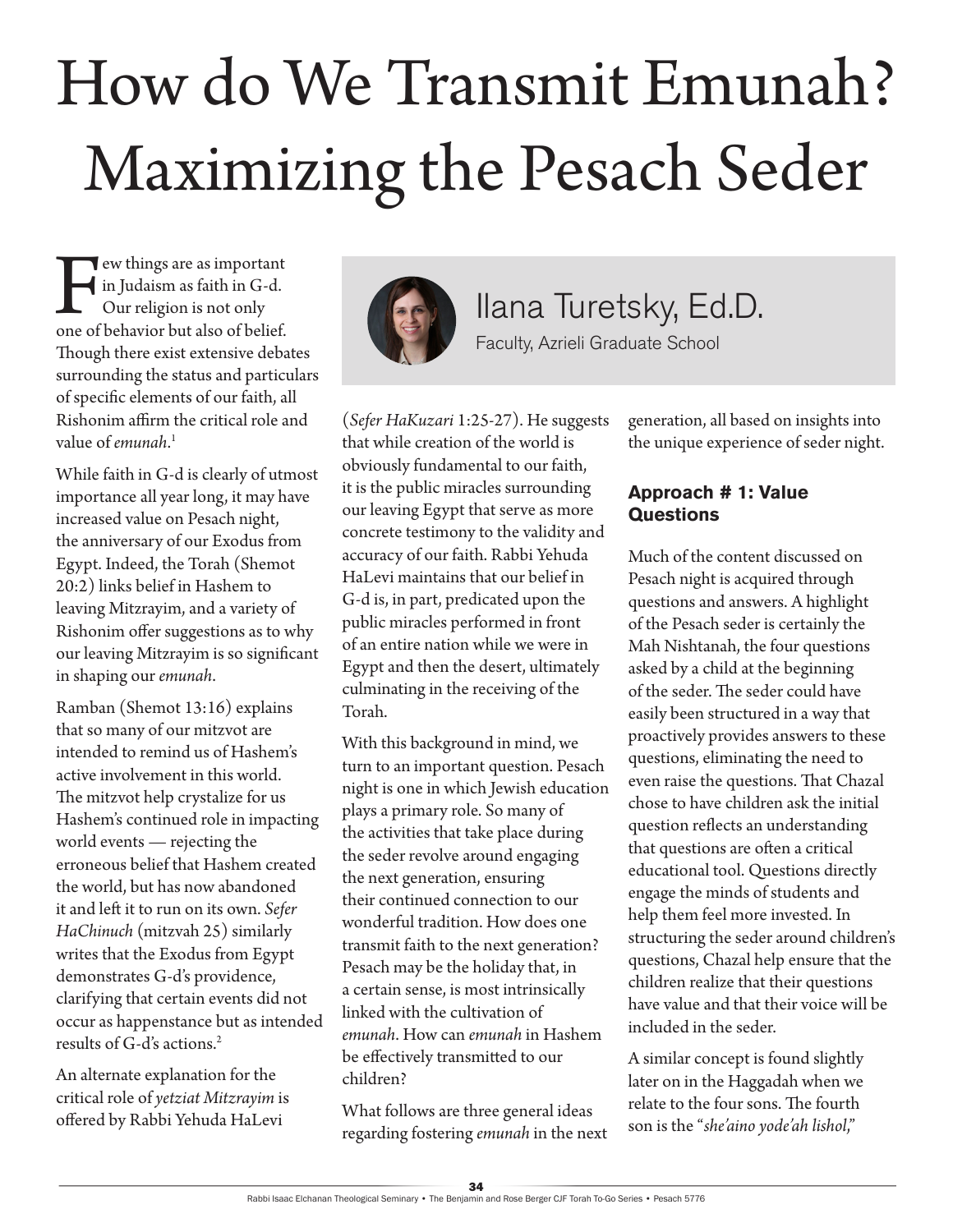# How do We Transmit Emunah? Maximizing the Pesach Seder

Ilana Turetsky, Ed.D.

Faculty, Azrieli Graduate School

Few things are as important in Judaism as faith in G-d. Our religion is not only one of behavior but also of belief. Though there exist extensive debates surrounding the status and particulars of specific elements of our faith, all Rishonim affirm the critical role and value of *emunah*.[1]

While faith in G-d is clearly of utmost importance all year long, it may have increased value on Pesach night, the anniversary of our Exodus from Egypt. Indeed, the Torah (Shemot 20:2) links belief in Hashem to leaving Mitzrayim, and a variety of Rishonim offer suggestions as to why our leaving Mitzrayim is so significant in shaping our *emunah*.

Ramban (Shemot 13:16) explains that so many of our mitzvot are intended to remind us of Hashem's active involvement in this world. The mitzvot help crystalize for us Hashem's continued role in impacting world events — rejecting the erroneous belief that Hashem created the world, but has now abandoned it and left it to run on its own. *Sefer HaChinuch* (mitzvah 25) similarly writes that the Exodus from Egypt demonstrates G-d's providence, clarifying that certain events did not occur as happenstance but as intended results of G-d's actions.[2]

An alternate explanation for the critical role of *yetziat Mitzrayim* is offered by Rabbi Yehuda HaLevi (*Sefer HaKuzari* 1:25-27). He suggests that while creation of the world is obviously fundamental to our faith, it is the public miracles surrounding our leaving Egypt that serve as more concrete testimony to the validity and accuracy of our faith. Rabbi Yehuda HaLevi maintains that our belief in G-d is, in part, predicated upon the public miracles performed in front of an entire nation while we were in Egypt and then the desert, ultimately culminating in the receiving of the Torah.

With this background in mind, we turn to an important question. Pesach night is one in which Jewish education plays a primary role. So many of the activities that take place during the seder revolve around engaging the next generation, ensuring their continued connection to our wonderful tradition. How does one transmit faith to the next generation? Pesach may be the holiday that, in a certain sense, is most intrinsically linked with the cultivation of *emunah*. How can *emunah* in Hashem be effectively transmitted to our children?

What follows are three general ideas regarding fostering *emunah* in the next generation, all based on insights into the unique experience of seder night.

### Approach # 1: Value Questions

Much of the content discussed on Pesach night is acquired through questions and answers. A highlight of the Pesach seder is certainly the Mah Nishtanah, the four questions asked by a child at the beginning of the seder. The seder could have easily been structured in a way that proactively provides answers to these questions, eliminating the need to even raise the questions. That Chazal chose to have children ask the initial question reflects an understanding that questions are often a critical educational tool. Questions directly engage the minds of students and help them feel more invested. In structuring the seder around children's questions, Chazal help ensure that the children realize that their questions have value and that their voice will be included in the seder.

A similar concept is found slightly later on in the Haggadah when we relate to the four sons. The fourth son is the "*she'aino yode'ah lishol*,"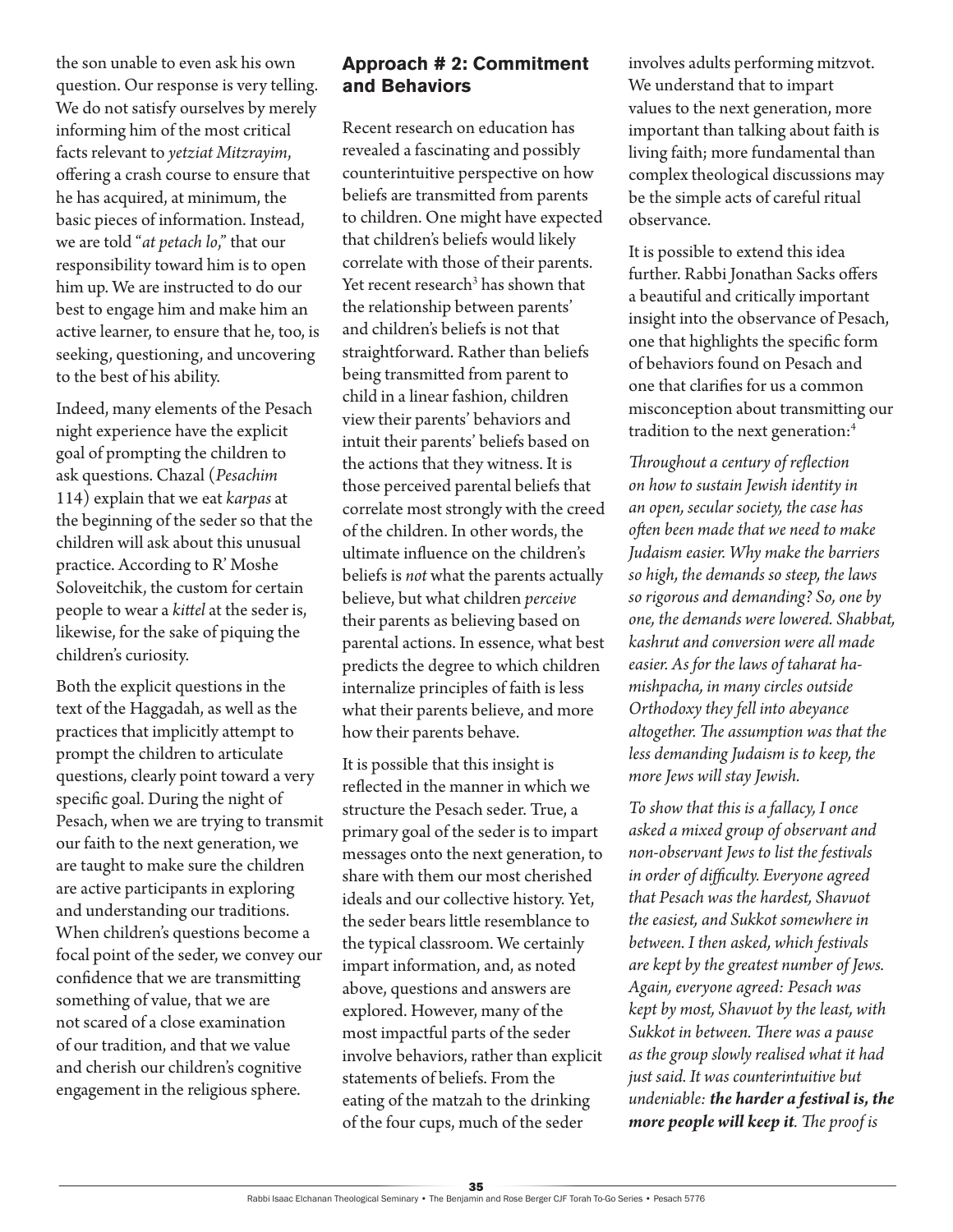the son unable to even ask his own question. Our response is very telling. We do not satisfy ourselves by merely informing him of the most critical facts relevant to *yetziat Mitzrayim*, offering a crash course to ensure that he has acquired, at minimum, the basic pieces of information. Instead, we are told "*at petach lo*," that our responsibility toward him is to open him up. We are instructed to do our best to engage him and make him an active learner, to ensure that he, too, is seeking, questioning, and uncovering to the best of his ability.

Indeed, many elements of the Pesach night experience have the explicit goal of prompting the children to ask questions. Chazal (*Pesachim* 114) explain that we eat *karpas* at the beginning of the seder so that the children will ask about this unusual practice. According to R' Moshe Soloveitchik, the custom for certain people to wear a *kittel* at the seder is, likewise, for the sake of piquing the children's curiosity.

Both the explicit questions in the text of the Haggadah, as well as the practices that implicitly attempt to prompt the children to articulate questions, clearly point toward a very specific goal. During the night of Pesach, when we are trying to transmit our faith to the next generation, we are taught to make sure the children are active participants in exploring and understanding our traditions. When children's questions become a focal point of the seder, we convey our confidence that we are transmitting something of value, that we are not scared of a close examination of our tradition, and that we value and cherish our children's cognitive engagement in the religious sphere.

## Approach # 2: Commitment and Behaviors

Recent research on education has revealed a fascinating and possibly counterintuitive perspective on how beliefs are transmitted from parents to children. One might have expected that children's beliefs would likely correlate with those of their parents. Yet recent research[3] has shown that the relationship between parents' and children's beliefs is not that straightforward. Rather than beliefs being transmitted from parent to child in a linear fashion, children view their parents' behaviors and intuit their parents' beliefs based on the actions that they witness. It is those perceived parental beliefs that correlate most strongly with the creed of the children. In other words, the ultimate influence on the children's beliefs is *not* what the parents actually believe, but what children *perceive* their parents as believing based on parental actions. In essence, what best predicts the degree to which children internalize principles of faith is less what their parents believe, and more how their parents behave.

It is possible that this insight is reflected in the manner in which we structure the Pesach seder. True, a primary goal of the seder is to impart messages onto the next generation, to share with them our most cherished ideals and our collective history. Yet, the seder bears little resemblance to the typical classroom. We certainly impart information, and, as noted above, questions and answers are explored. However, many of the most impactful parts of the seder involve behaviors, rather than explicit statements of beliefs. From the eating of the matzah to the drinking of the four cups, much of the seder involves adults performing mitzvot. We understand that to impart values to the next generation, more important than talking about faith is living faith; more fundamental than complex theological discussions may be the simple acts of careful ritual observance.

It is possible to extend this idea further. Rabbi Jonathan Sacks offers a beautiful and critically important insight into the observance of Pesach, one that highlights the specific form of behaviors found on Pesach and one that clarifies for us a common misconception about transmitting our tradition to the next generation:[4]

*Throughout a century of reflection on how to sustain Jewish identity in an open, secular society, the case has often been made that we need to make Judaism easier. Why make the barriers so high, the demands so steep, the laws so rigorous and demanding? So, one by one, the demands were lowered. Shabbat, kashrut and conversion were all made easier. As for the laws of taharat ha-mishpacha, in many circles outside Orthodoxy they fell into abeyance altogether. The assumption was that the less demanding Judaism is to keep, the more Jews will stay Jewish.*

*To show that this is a fallacy, I once asked a mixed group of observant and non-observant Jews to list the festivals in order of difficulty. Everyone agreed that Pesach was the hardest, Shavuot the easiest, and Sukkot somewhere in between. I then asked, which festivals are kept by the greatest number of Jews. Again, everyone agreed: Pesach was kept by most, Shavuot by the least, with Sukkot in between. There was a pause as the group slowly realised what it had just said. It was counterintuitive but undeniable: **the harder a festival is, the more people will keep it**. The proof is*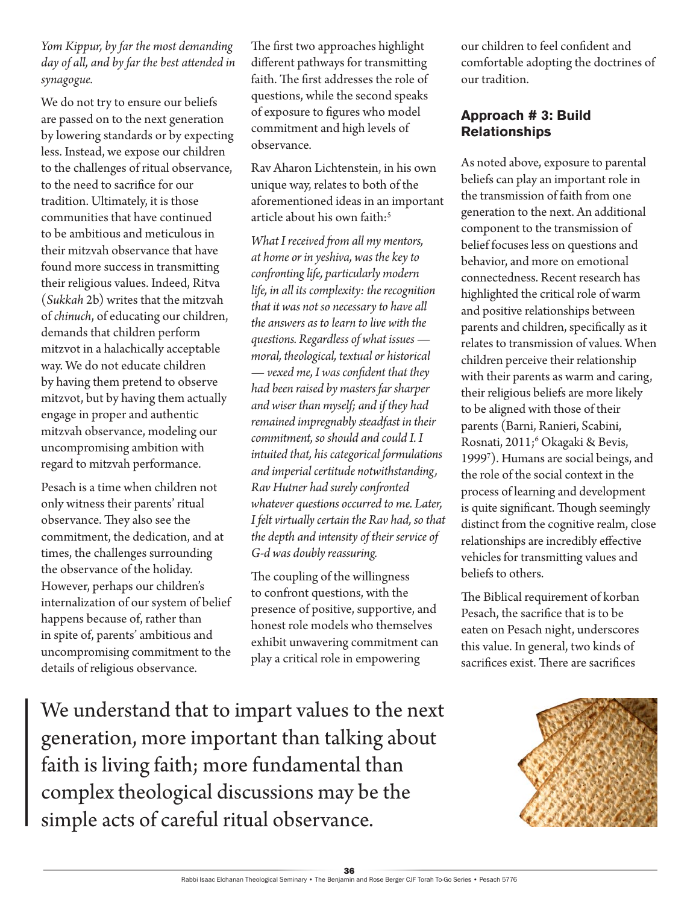*Yom Kippur, by far the most demanding day of all, and by far the best attended in synagogue.*

We do not try to ensure our beliefs are passed on to the next generation by lowering standards or by expecting less. Instead, we expose our children to the challenges of ritual observance, to the need to sacrifice for our tradition. Ultimately, it is those communities that have continued to be ambitious and meticulous in their mitzvah observance that have found more success in transmitting their religious values. Indeed, Ritva (*Sukkah* 2b) writes that the mitzvah of *chinuch*, of educating our children, demands that children perform mitzvot in a halachically acceptable way. We do not educate children by having them pretend to observe mitzvot, but by having them actually engage in proper and authentic mitzvah observance, modeling our uncompromising ambition with regard to mitzvah performance.

Pesach is a time when children not only witness their parents' ritual observance. They also see the commitment, the dedication, and at times, the challenges surrounding the observance of the holiday. However, perhaps our children's internalization of our system of belief happens because of, rather than in spite of, parents' ambitious and uncompromising commitment to the details of religious observance.

The first two approaches highlight different pathways for transmitting faith. The first addresses the role of questions, while the second speaks of exposure to figures who model commitment and high levels of observance.

Rav Aharon Lichtenstein, in his own unique way, relates to both of the aforementioned ideas in an important article about his own faith:[5]

*What I received from all my mentors, at home or in yeshiva, was the key to confronting life, particularly modern life, in all its complexity: the recognition that it was not so necessary to have all the answers as to learn to live with the questions. Regardless of what issues — moral, theological, textual or historical — vexed me, I was confident that they had been raised by masters far sharper and wiser than myself; and if they had remained impregnably steadfast in their commitment, so should and could I. I intuited that, his categorical formulations and imperial certitude notwithstanding, Rav Hutner had surely confronted whatever questions occurred to me. Later, I felt virtually certain the Rav had, so that the depth and intensity of their service of G-d was doubly reassuring.*

The coupling of the willingness to confront questions, with the presence of positive, supportive, and honest role models who themselves exhibit unwavering commitment can play a critical role in empowering our children to feel confident and comfortable adopting the doctrines of our tradition.

## Approach # 3: Build Relationships

As noted above, exposure to parental beliefs can play an important role in the transmission of faith from one generation to the next. An additional component to the transmission of belief focuses less on questions and behavior, and more on emotional connectedness. Recent research has highlighted the critical role of warm and positive relationships between parents and children, specifically as it relates to transmission of values. When children perceive their relationship with their parents as warm and caring, their religious beliefs are more likely to be aligned with those of their parents (Barni, Ranieri, Scabini, Rosnati, 2011;[6] Okagaki & Bevis, 1999[7]). Humans are social beings, and the role of the social context in the process of learning and development is quite significant. Though seemingly distinct from the cognitive realm, close relationships are incredibly effective vehicles for transmitting values and beliefs to others.

The Biblical requirement of korban Pesach, the sacrifice that is to be eaten on Pesach night, underscores this value. In general, two kinds of sacrifices exist. There are sacrifices

> We understand that to impart values to the next generation, more important than talking about faith is living faith; more fundamental than complex theological discussions may be the simple acts of careful ritual observance.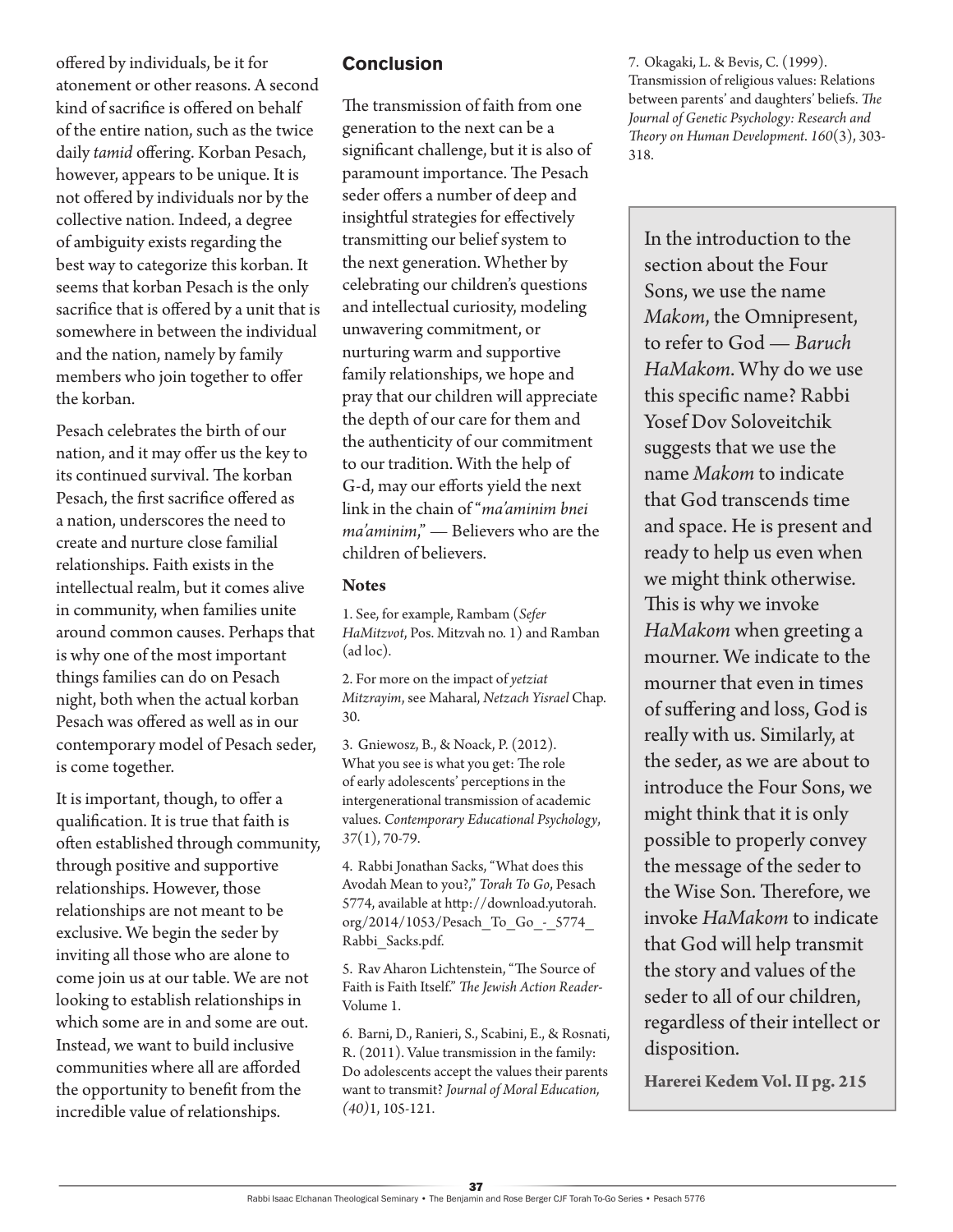offered by individuals, be it for atonement or other reasons. A second kind of sacrifice is offered on behalf of the entire nation, such as the twice daily *tamid* offering. Korban Pesach, however, appears to be unique. It is not offered by individuals nor by the collective nation. Indeed, a degree of ambiguity exists regarding the best way to categorize this korban. It seems that korban Pesach is the only sacrifice that is offered by a unit that is somewhere in between the individual and the nation, namely by family members who join together to offer the korban.

Pesach celebrates the birth of our nation, and it may offer us the key to its continued survival. The korban Pesach, the first sacrifice offered as a nation, underscores the need to create and nurture close familial relationships. Faith exists in the intellectual realm, but it comes alive in community, when families unite around common causes. Perhaps that is why one of the most important things families can do on Pesach night, both when the actual korban Pesach was offered as well as in our contemporary model of Pesach seder, is come together.

It is important, though, to offer a qualification. It is true that faith is often established through community, through positive and supportive relationships. However, those relationships are not meant to be exclusive. We begin the seder by inviting all those who are alone to come join us at our table. We are not looking to establish relationships in which some are in and some are out. Instead, we want to build inclusive communities where all are afforded the opportunity to benefit from the incredible value of relationships.

## Conclusion

The transmission of faith from one generation to the next can be a significant challenge, but it is also of paramount importance. The Pesach seder offers a number of deep and insightful strategies for effectively transmitting our belief system to the next generation. Whether by celebrating our children's questions and intellectual curiosity, modeling unwavering commitment, or nurturing warm and supportive family relationships, we hope and pray that our children will appreciate the depth of our care for them and the authenticity of our commitment to our tradition. With the help of G-d, may our efforts yield the next link in the chain of "*ma'aminim bnei ma'aminim*," — Believers who are the children of believers.

### Notes

1. See, for example, Rambam (*Sefer HaMitzvot*, Pos. Mitzvah no. 1) and Ramban (ad loc).

2. For more on the impact of *yetziat Mitzrayim*, see Maharal, *Netzach Yisrael* Chap. 30.

3. Gniewosz, B., & Noack, P. (2012). What you see is what you get: The role of early adolescents' perceptions in the intergenerational transmission of academic values. *Contemporary Educational Psychology*, 37(1), 70-79.

4. Rabbi Jonathan Sacks, "What does this Avodah Mean to you?," *Torah To Go*, Pesach 5774, available at http://download.yutorah.org/2014/1053/Pesach_To_Go_-_5774_Rabbi_Sacks.pdf.

5. Rav Aharon Lichtenstein, "The Source of Faith is Faith Itself." *The Jewish Action Reader*-Volume 1.

6. Barni, D., Ranieri, S., Scabini, E., & Rosnati, R. (2011). Value transmission in the family: Do adolescents accept the values their parents want to transmit? *Journal of Moral Education, (40)*1, 105-121.

7. Okagaki, L. & Bevis, C. (1999). Transmission of religious values: Relations between parents' and daughters' beliefs. *The Journal of Genetic Psychology: Research and Theory on Human Development*. *160*(3), 303-318.

In the introduction to the section about the Four Sons, we use the name *Makom*, the Omnipresent, to refer to God — *Baruch HaMakom*. Why do we use this specific name? Rabbi Yosef Dov Soloveitchik suggests that we use the name *Makom* to indicate that God transcends time and space. He is present and ready to help us even when we might think otherwise. This is why we invoke *HaMakom* when greeting a mourner. We indicate to the mourner that even in times of suffering and loss, God is really with us. Similarly, at the seder, as we are about to introduce the Four Sons, we might think that it is only possible to properly convey the message of the seder to the Wise Son. Therefore, we invoke *HaMakom* to indicate that God will help transmit the story and values of the seder to all of our children, regardless of their intellect or disposition.

**Harerei Kedem Vol. II pg. 215**